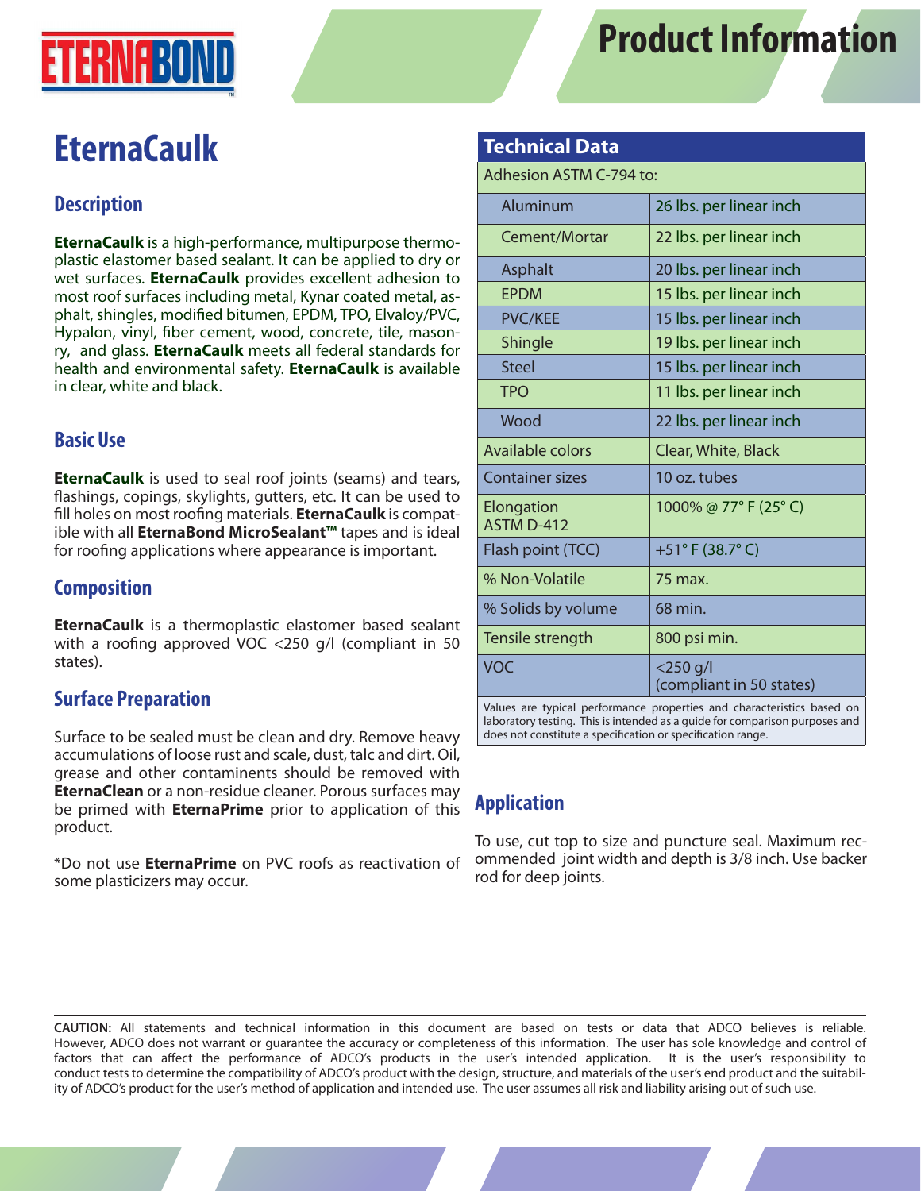ETERNABOND

# Product Information

# EternaCaulk

## Description

**EternaCaulk** is a high-performance, multipurpose thermoplastic elastomer based sealant. It can be applied to dry or wet surfaces. **EternaCaulk** provides excellent adhesion to most roof surfaces including metal, Kynar coated metal, asphalt, shingles, modified bitumen, EPDM, TPO, Elvaloy/PVC, Hypalon, vinyl, fiber cement, wood, concrete, tile, masonry, and glass. **EternaCaulk** meets all federal standards for health and environmental safety. **EternaCaulk** is available in clear, white and black.

## Basic Use

**EternaCaulk** is used to seal roof joints (seams) and tears, flashings, copings, skylights, gutters, etc. It can be used to fill holes on most roofing materials. **EternaCaulk** is compatible with all **EternaBond MicroSealant™** tapes and is ideal for roofing applications where appearance is important.

## Composition

**EternaCaulk** is a thermoplastic elastomer based sealant with a roofing approved VOC <250 g/l (compliant in 50 states).

## Surface Preparation

Surface to be sealed must be clean and dry. Remove heavy accumulations of loose rust and scale, dust, talc and dirt. Oil, grease and other contaminents should be removed with **EternaClean** or a non-residue cleaner. Porous surfaces may be primed with **EternaPrime** prior to application of this product.

*Do not use **EternaPrime** on PVC roofs as reactivation of some plasticizers may occur.

## Technical Data

| Adhesion ASTM C-794 to: | |
|---|---|
| Aluminum | 26 lbs. per linear inch |
| Cement/Mortar | 22 lbs. per linear inch |
| Asphalt | 20 lbs. per linear inch |
| EPDM | 15 lbs. per linear inch |
| PVC/KEE | 15 lbs. per linear inch |
| Shingle | 19 lbs. per linear inch |
| Steel | 15 lbs. per linear inch |
| TPO | 11 lbs. per linear inch |
| Wood | 22 lbs. per linear inch |
| Available colors | Clear, White, Black |
| Container sizes | 10 oz. tubes |
| Elongation ASTM D-412 | 1000% @ 77° F (25° C) |
| Flash point (TCC) | +51° F (38.7° C) |
| % Non-Volatile | 75 max. |
| % Solids by volume | 68 min. |
| Tensile strength | 800 psi min. |
| VOC | <250 g/l (compliant in 50 states) |

Values are typical performance properties and characteristics based on laboratory testing. This is intended as a guide for comparison purposes and does not constitute a specification or specification range.

## Application

To use, cut top to size and puncture seal. Maximum recommended joint width and depth is 3/8 inch. Use backer rod for deep joints.

**CAUTION:** All statements and technical information in this document are based on tests or data that ADCO believes is reliable. However, ADCO does not warrant or guarantee the accuracy or completeness of this information. The user has sole knowledge and control of factors that can affect the performance of ADCO's products in the user's intended application. It is the user's responsibility to conduct tests to determine the compatibility of ADCO's product with the design, structure, and materials of the user's end product and the suitability of ADCO's product for the user's method of application and intended use. The user assumes all risk and liability arising out of such use.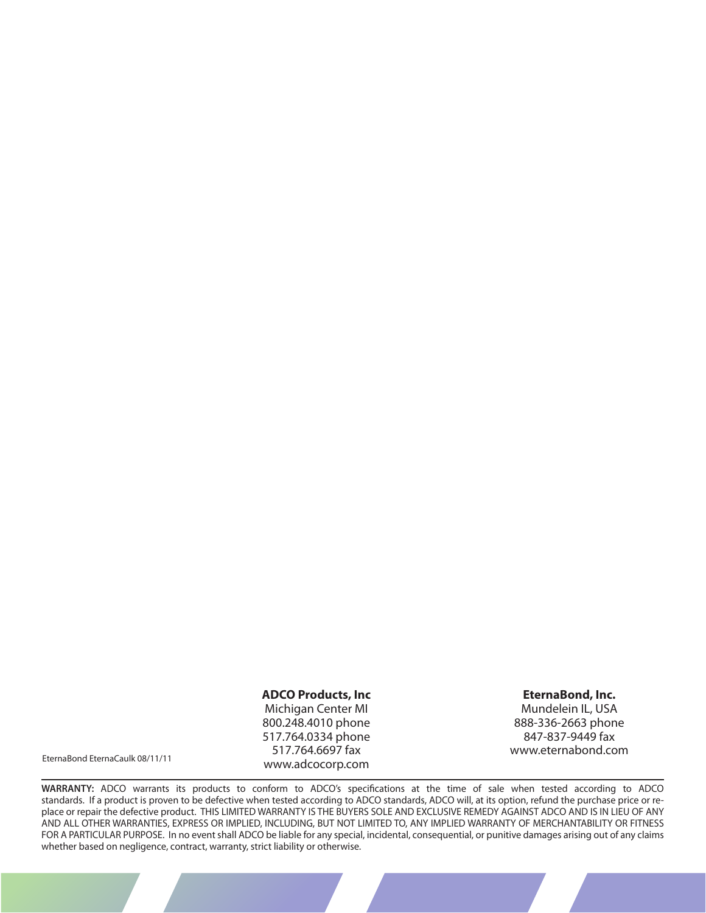EternaBond EternaCaulk 08/11/11

**ADCO Products, Inc**
Michigan Center MI
800.248.4010 phone
517.764.0334 phone
517.764.6697 fax
www.adcocorp.com

**EternaBond, Inc.**
Mundelein IL, USA
888-336-2663 phone
847-837-9449 fax
www.eternabond.com

**WARRANTY:** ADCO warrants its products to conform to ADCO's specifications at the time of sale when tested according to ADCO standards. If a product is proven to be defective when tested according to ADCO standards, ADCO will, at its option, refund the purchase price or replace or repair the defective product. THIS LIMITED WARRANTY IS THE BUYERS SOLE AND EXCLUSIVE REMEDY AGAINST ADCO AND IS IN LIEU OF ANY AND ALL OTHER WARRANTIES, EXPRESS OR IMPLIED, INCLUDING, BUT NOT LIMITED TO, ANY IMPLIED WARRANTY OF MERCHANTABILITY OR FITNESS FOR A PARTICULAR PURPOSE. In no event shall ADCO be liable for any special, incidental, consequential, or punitive damages arising out of any claims whether based on negligence, contract, warranty, strict liability or otherwise.